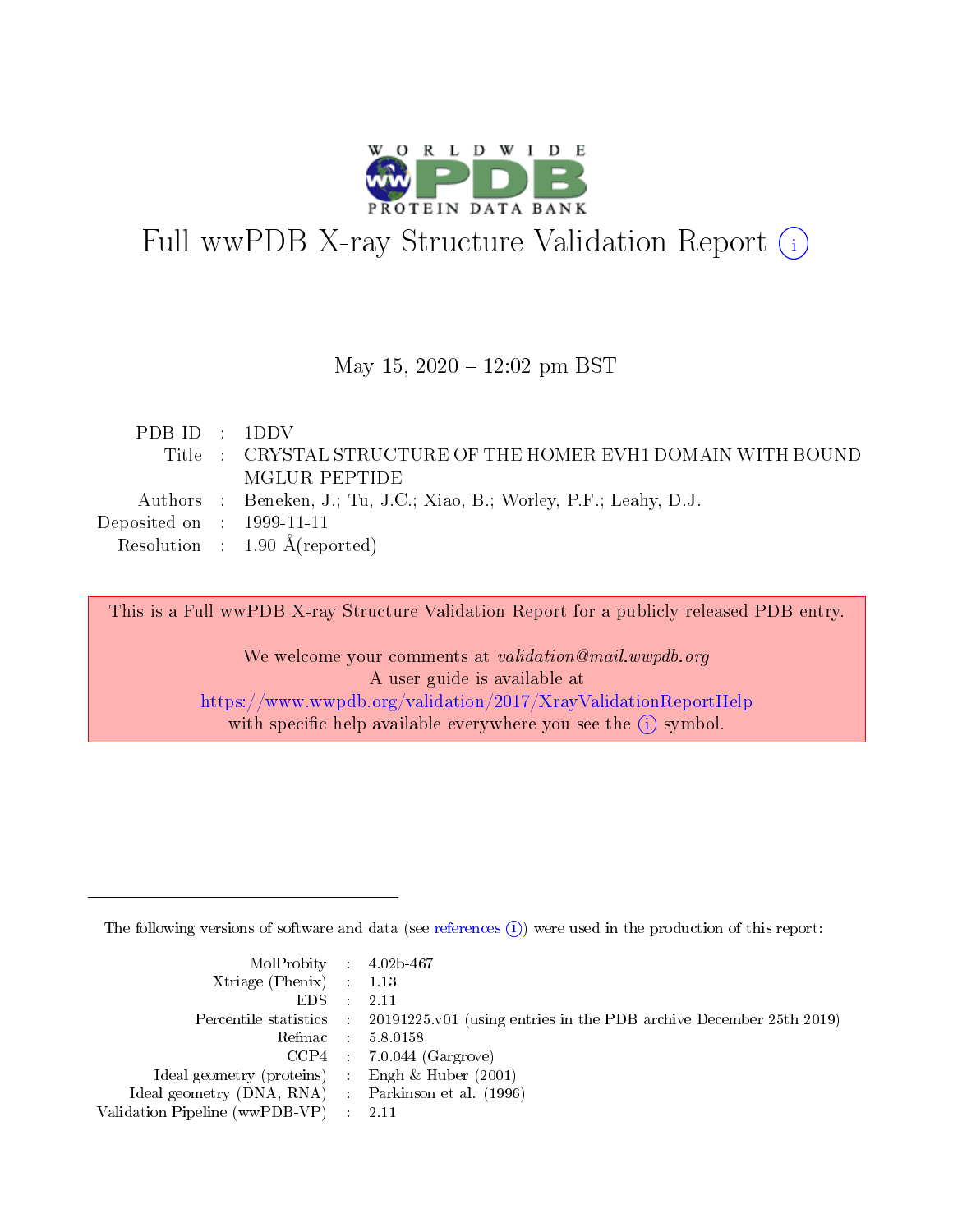# Full wwPDB X-ray Structure Validation Report (i)

May 15, 2020 – 12:02 pm BST

| | | |
|---|---|---|
| PDB ID | : | 1DDV |
| Title | : | CRYSTAL STRUCTURE OF THE HOMER EVH1 DOMAIN WITH BOUND MGLUR PEPTIDE |
| Authors | : | Beneken, J.; Tu, J.C.; Xiao, B.; Worley, P.F.; Leahy, D.J. |
| Deposited on | : | 1999-11-11 |
| Resolution | : | 1.90 Å(reported) |

This is a Full wwPDB X-ray Structure Validation Report for a publicly released PDB entry.

We welcome your comments at *validation@mail.wwpdb.org*
A user guide is available at
https://www.wwpdb.org/validation/2017/XrayValidationReportHelp
with specific help available everywhere you see the (i) symbol.

The following versions of software and data (see references (i)) were used in the production of this report:

| | | |
|---|---|---|
| MolProbity | : | 4.02b-467 |
| Xtriage (Phenix) | : | 1.13 |
| EDS | : | 2.11 |
| Percentile statistics | : | 20191225.v01 (using entries in the PDB archive December 25th 2019) |
| Refmac | : | 5.8.0158 |
| CCP4 | : | 7.0.044 (Gargrove) |
| Ideal geometry (proteins) | : | Engh & Huber (2001) |
| Ideal geometry (DNA, RNA) | : | Parkinson et al. (1996) |
| Validation Pipeline (wwPDB-VP) | : | 2.11 |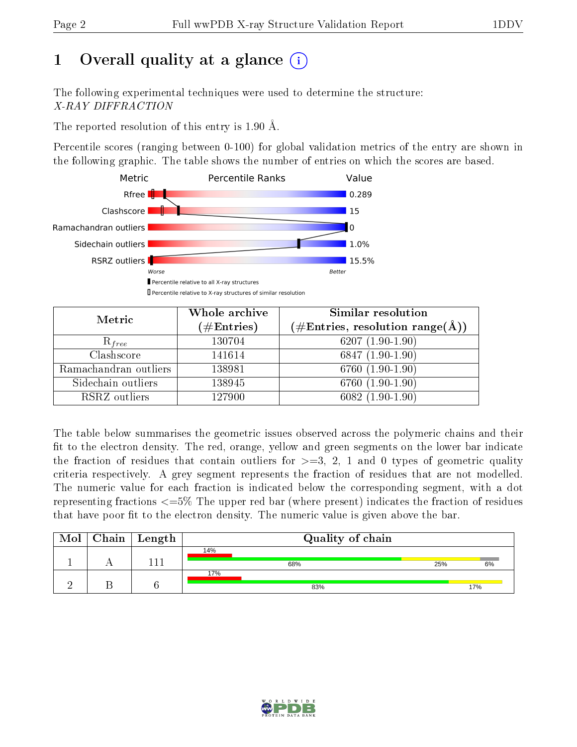# 1 Overall quality at a glance (i)

The following experimental techniques were used to determine the structure:
*X-RAY DIFFRACTION*

The reported resolution of this entry is 1.90 Å.

Percentile scores (ranging between 0-100) for global validation metrics of the entry are shown in the following graphic. The table shows the number of entries on which the scores are based.

| Metric | Value |
|---|---|
| Rfree | 0.289 |
| Clashscore | 15 |
| Ramachandran outliers | 0 |
| Sidechain outliers | 1.0% |
| RSRZ outliers | 15.5% |

Worse — Better

▮ Percentile relative to all X-ray structures
▯ Percentile relative to X-ray structures of similar resolution

| Metric | Whole archive (#Entries) | Similar resolution (#Entries, resolution range(Å)) |
|---|---|---|
| $R_{free}$ | 130704 | 6207 (1.90-1.90) |
| Clashscore | 141614 | 6847 (1.90-1.90) |
| Ramachandran outliers | 138981 | 6760 (1.90-1.90) |
| Sidechain outliers | 138945 | 6760 (1.90-1.90) |
| RSRZ outliers | 127900 | 6082 (1.90-1.90) |

The table below summarises the geometric issues observed across the polymeric chains and their fit to the electron density. The red, orange, yellow and green segments on the lower bar indicate the fraction of residues that contain outliers for >=3, 2, 1 and 0 types of geometric quality criteria respectively. A grey segment represents the fraction of residues that are not modelled. The numeric value for each fraction is indicated below the corresponding segment, with a dot representing fractions <=5% The upper red bar (where present) indicates the fraction of residues that have poor fit to the electron density. The numeric value is given above the bar.

| Mol | Chain | Length | Quality of chain |
|---|---|---|---|
| 1 | A | 111 | 14% (poor fit); 68% green, 25% yellow, 6% grey |
| 2 | B | 6 | 17% (poor fit); 83% green, 17% yellow |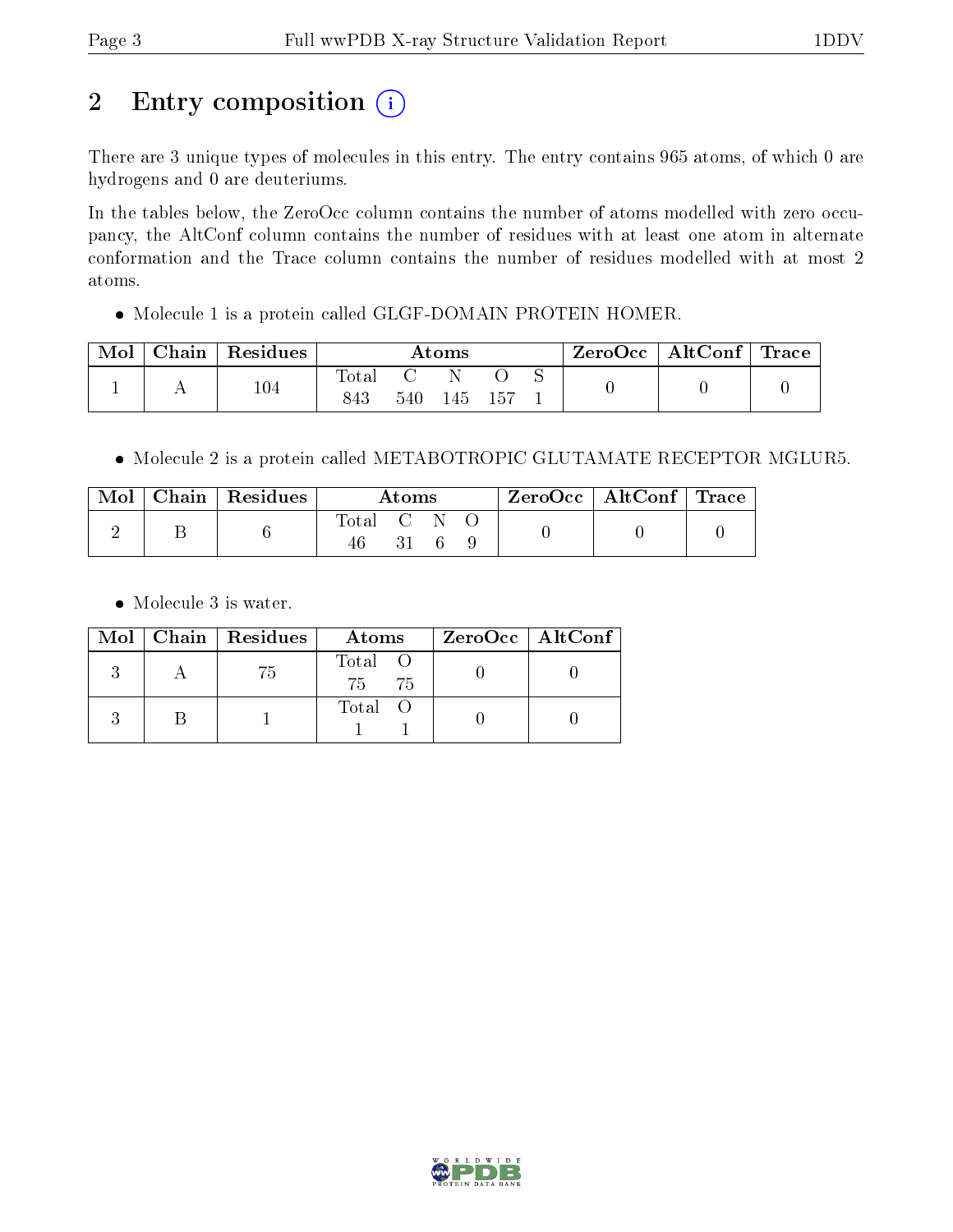# 2 Entry composition (i)

There are 3 unique types of molecules in this entry. The entry contains 965 atoms, of which 0 are hydrogens and 0 are deuteriums.

In the tables below, the ZeroOcc column contains the number of atoms modelled with zero occupancy, the AltConf column contains the number of residues with at least one atom in alternate conformation and the Trace column contains the number of residues modelled with at most 2 atoms.

- Molecule 1 is a protein called GLGF-DOMAIN PROTEIN HOMER.

| Mol | Chain | Residues | Atoms | | | | | ZeroOcc | AltConf | Trace |
|---|---|---|---|---|---|---|---|---|---|---|
| | | | Total | C | N | O | S | | | |
| 1 | A | 104 | 843 | 540 | 145 | 157 | 1 | 0 | 0 | 0 |

- Molecule 2 is a protein called METABOTROPIC GLUTAMATE RECEPTOR MGLUR5.

| Mol | Chain | Residues | Atoms | | | | ZeroOcc | AltConf | Trace |
|---|---|---|---|---|---|---|---|---|---|
| | | | Total | C | N | O | | | |
| 2 | B | 6 | 46 | 31 | 6 | 9 | 0 | 0 | 0 |

- Molecule 3 is water.

| Mol | Chain | Residues | Atoms | | ZeroOcc | AltConf |
|---|---|---|---|---|---|---|
| | | | Total | O | | |
| 3 | A | 75 | 75 | 75 | 0 | 0 |
| 3 | B | 1 | 1 | 1 | 0 | 0 |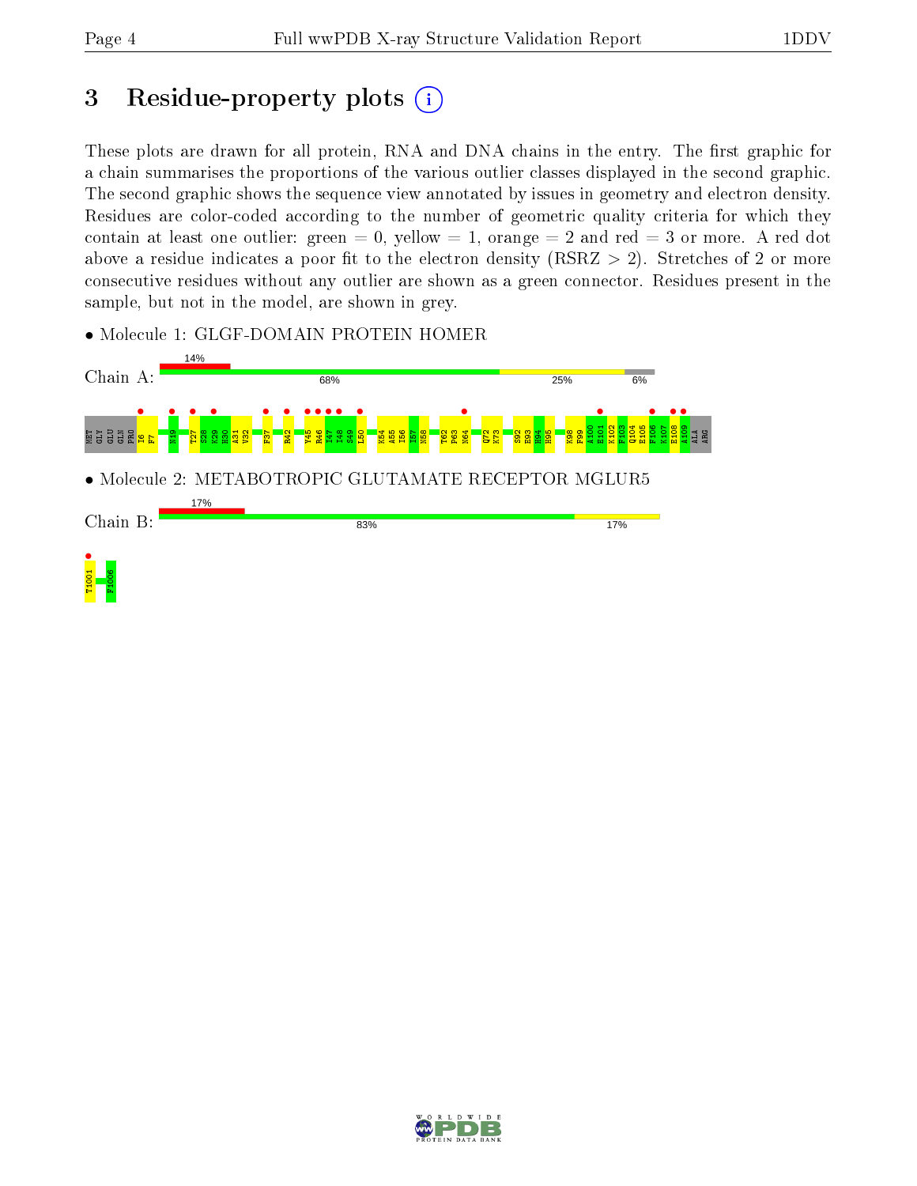# 3 Residue-property plots

These plots are drawn for all protein, RNA and DNA chains in the entry. The first graphic for a chain summarises the proportions of the various outlier classes displayed in the second graphic. The second graphic shows the sequence view annotated by issues in geometry and electron density. Residues are color-coded according to the number of geometric quality criteria for which they contain at least one outlier: green = 0, yellow = 1, orange = 2 and red = 3 or more. A red dot above a residue indicates a poor fit to the electron density (RSRZ > 2). Stretches of 2 or more consecutive residues without any outlier are shown as a green connector. Residues present in the sample, but not in the model, are shown in grey.

- Molecule 1: GLGF-DOMAIN PROTEIN HOMER

Chain A: 14% | 68% | 25% | 6%

MET GLY GLU GLN PRO I6 F7 N19 T27 S28 K29 H30 A31 V32 F37 R42 Y45 R46 I47 I48 S49 L50 K54 A55 I56 I57 N58 T62 P63 M64 Q72 K73 S92 E93 H94 H95 K98 F99 A100 E101 K102 F103 Q104 E105 T106 K107 E108 A109 ALA ARG

- Molecule 2: METABOTROPIC GLUTAMATE RECEPTOR MGLUR5

Chain B: 17% | 83% | 17%

T1001 F1006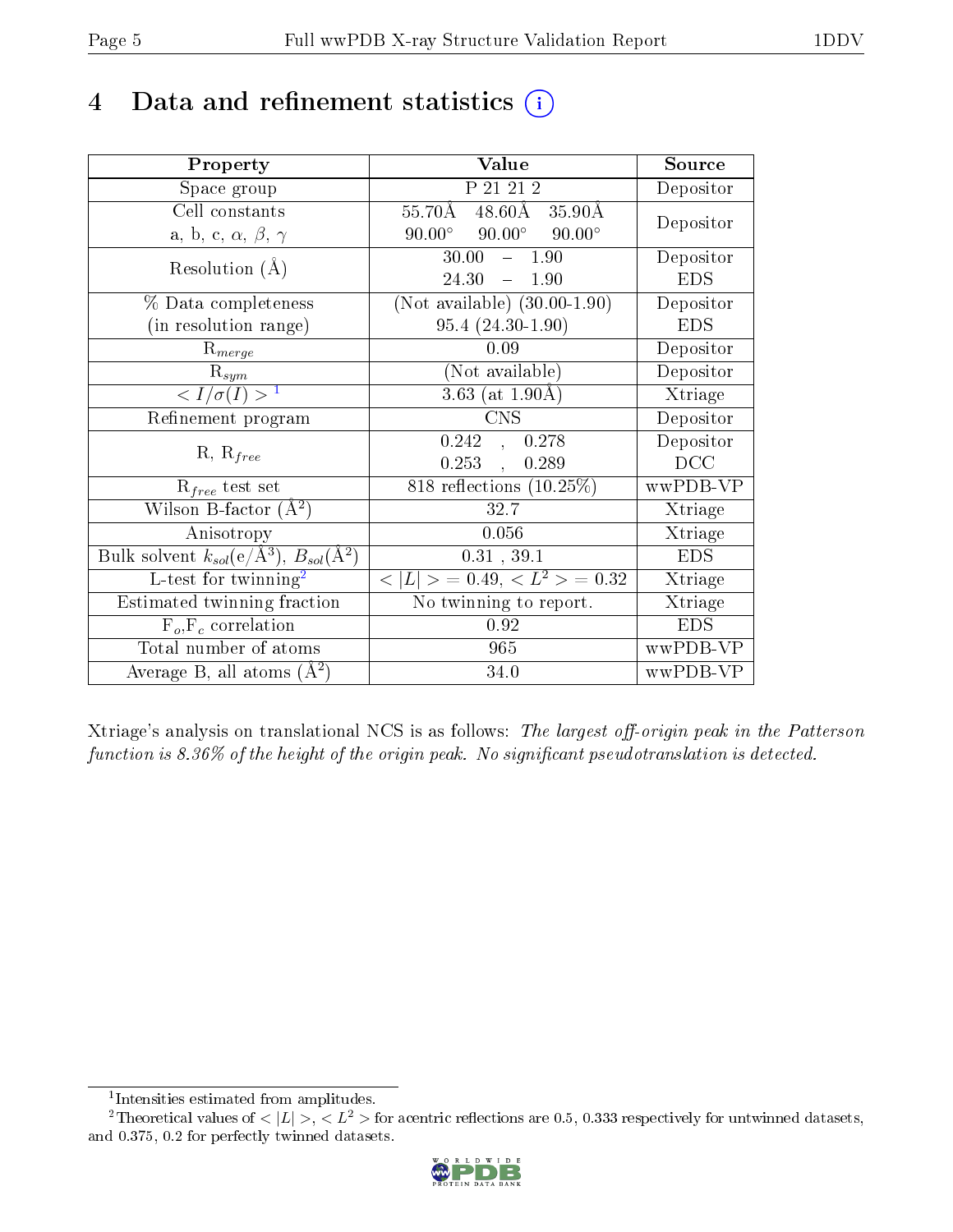# 4 Data and refinement statistics (i)

| Property | Value | Source |
|---|---|---|
| Space group | P 21 21 2 | Depositor |
| Cell constants<br>a, b, c, $\alpha$, $\beta$, $\gamma$ | 55.70Å 48.60Å 35.90Å<br>90.00° 90.00° 90.00° | Depositor |
| Resolution (Å) | 30.00 – 1.90<br>24.30 – 1.90 | Depositor<br>EDS |
| % Data completeness<br>(in resolution range) | (Not available) (30.00-1.90)<br>95.4 (24.30-1.90) | Depositor<br>EDS |
| $R_{merge}$ | 0.09 | Depositor |
| $R_{sym}$ | (Not available) | Depositor |
| $< I/\sigma(I) >$ [1] | 3.63 (at 1.90Å) | Xtriage |
| Refinement program | CNS | Depositor |
| R, $R_{free}$ | 0.242 , 0.278<br>0.253 , 0.289 | Depositor<br>DCC |
| $R_{free}$ test set | 818 reflections (10.25%) | wwPDB-VP |
| Wilson B-factor (Å$^2$) | 32.7 | Xtriage |
| Anisotropy | 0.056 | Xtriage |
| Bulk solvent $k_{sol}$(e/Å$^3$), $B_{sol}$(Å$^2$) | 0.31 , 39.1 | EDS |
| L-test for twinning[2] | $< \|L\| >= 0.49$, $< L^2 >= 0.32$ | Xtriage |
| Estimated twinning fraction | No twinning to report. | Xtriage |
| $F_o$,$F_c$ correlation | 0.92 | EDS |
| Total number of atoms | 965 | wwPDB-VP |
| Average B, all atoms (Å$^2$) | 34.0 | wwPDB-VP |

Xtriage's analysis on translational NCS is as follows: *The largest off-origin peak in the Patterson function is 8.36% of the height of the origin peak. No significant pseudotranslation is detected.*

[1] Intensities estimated from amplitudes.

[2] Theoretical values of $< |L| >$, $< L^2 >$ for acentric reflections are 0.5, 0.333 respectively for untwinned datasets, and 0.375, 0.2 for perfectly twinned datasets.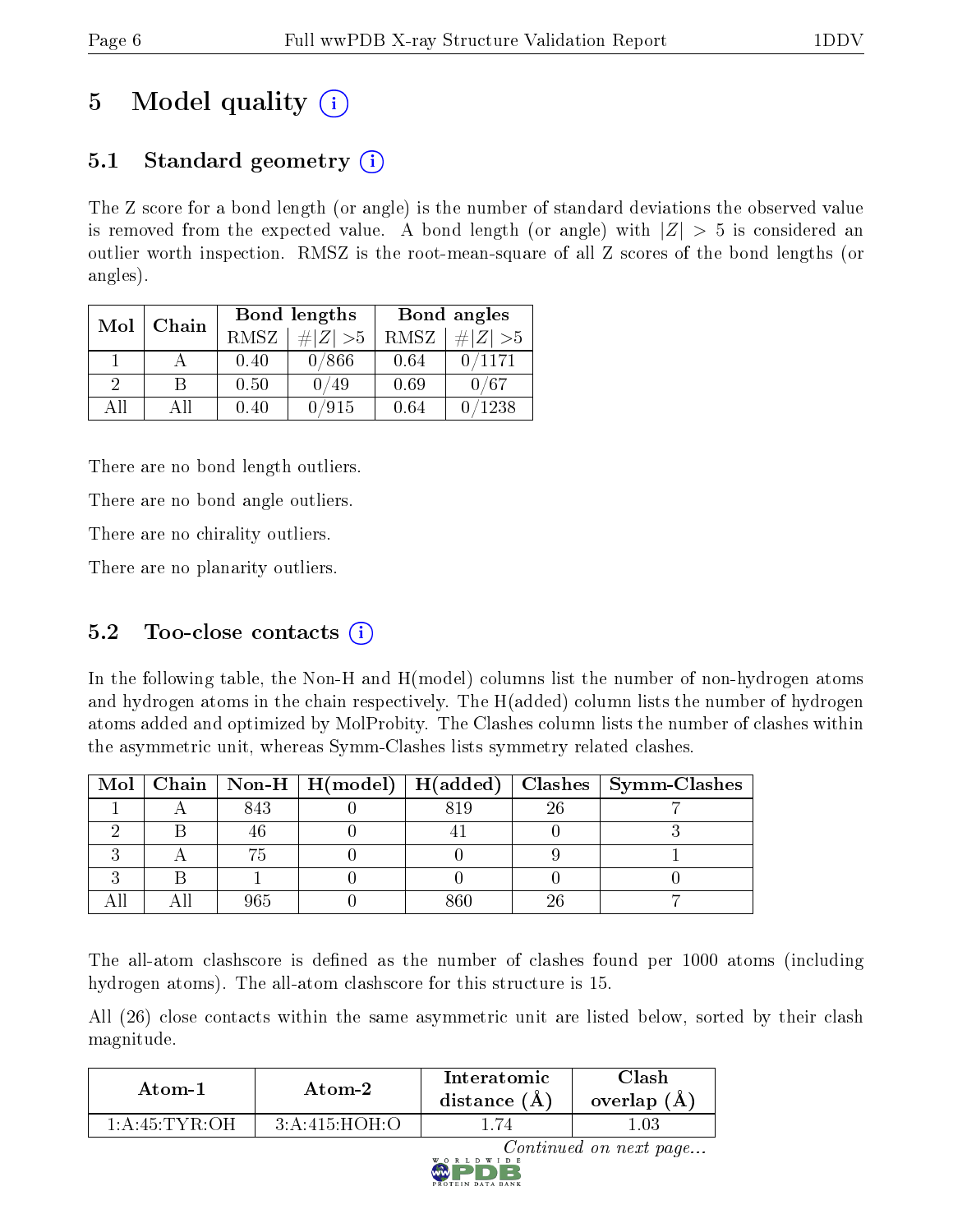# 5 Model quality

## 5.1 Standard geometry

The Z score for a bond length (or angle) is the number of standard deviations the observed value is removed from the expected value. A bond length (or angle) with $|Z| > 5$ is considered an outlier worth inspection. RMSZ is the root-mean-square of all Z scores of the bond lengths (or angles).

| Mol | Chain | Bond lengths | | Bond angles | |
|---|---|---|---|---|---|
| | | RMSZ | #\|Z\| >5 | RMSZ | #\|Z\| >5 |
| 1 | A | 0.40 | 0/866 | 0.64 | 0/1171 |
| 2 | B | 0.50 | 0/49 | 0.69 | 0/67 |
| All | All | 0.40 | 0/915 | 0.64 | 0/1238 |

There are no bond length outliers.

There are no bond angle outliers.

There are no chirality outliers.

There are no planarity outliers.

## 5.2 Too-close contacts

In the following table, the Non-H and H(model) columns list the number of non-hydrogen atoms and hydrogen atoms in the chain respectively. The H(added) column lists the number of hydrogen atoms added and optimized by MolProbity. The Clashes column lists the number of clashes within the asymmetric unit, whereas Symm-Clashes lists symmetry related clashes.

| Mol | Chain | Non-H | H(model) | H(added) | Clashes | Symm-Clashes |
|---|---|---|---|---|---|---|
| 1 | A | 843 | 0 | 819 | 26 | 7 |
| 2 | B | 46 | 0 | 41 | 0 | 3 |
| 3 | A | 75 | 0 | 0 | 9 | 1 |
| 3 | B | 1 | 0 | 0 | 0 | 0 |
| All | All | 965 | 0 | 860 | 26 | 7 |

The all-atom clashscore is defined as the number of clashes found per 1000 atoms (including hydrogen atoms). The all-atom clashscore for this structure is 15.

All (26) close contacts within the same asymmetric unit are listed below, sorted by their clash magnitude.

| Atom-1 | Atom-2 | Interatomic distance (Å) | Clash overlap (Å) |
|---|---|---|---|
| 1:A:45:TYR:OH | 3:A:415:HOH:O | 1.74 | 1.03 |

*Continued on next page...*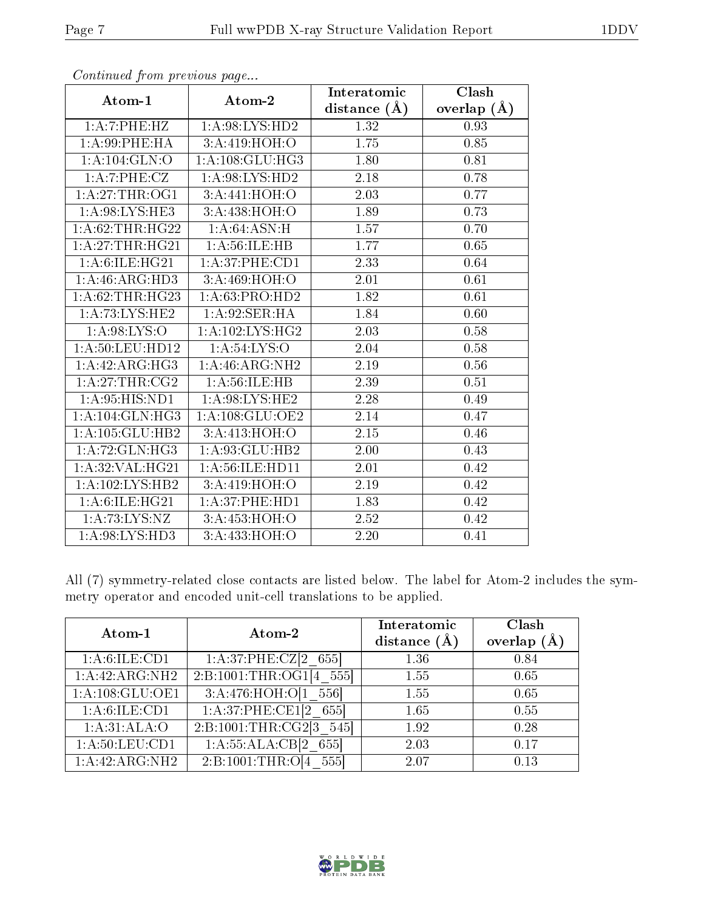*Continued from previous page...*

| Atom-1 | Atom-2 | Interatomic distance (Å) | Clash overlap (Å) |
|---|---|---|---|
| 1:A:7:PHE:HZ | 1:A:98:LYS:HD2 | 1.32 | 0.93 |
| 1:A:99:PHE:HA | 3:A:419:HOH:O | 1.75 | 0.85 |
| 1:A:104:GLN:O | 1:A:108:GLU:HG3 | 1.80 | 0.81 |
| 1:A:7:PHE:CZ | 1:A:98:LYS:HD2 | 2.18 | 0.78 |
| 1:A:27:THR:OG1 | 3:A:441:HOH:O | 2.03 | 0.77 |
| 1:A:98:LYS:HE3 | 3:A:438:HOH:O | 1.89 | 0.73 |
| 1:A:62:THR:HG22 | 1:A:64:ASN:H | 1.57 | 0.70 |
| 1:A:27:THR:HG21 | 1:A:56:ILE:HB | 1.77 | 0.65 |
| 1:A:6:ILE:HG21 | 1:A:37:PHE:CD1 | 2.33 | 0.64 |
| 1:A:46:ARG:HD3 | 3:A:469:HOH:O | 2.01 | 0.61 |
| 1:A:62:THR:HG23 | 1:A:63:PRO:HD2 | 1.82 | 0.61 |
| 1:A:73:LYS:HE2 | 1:A:92:SER:HA | 1.84 | 0.60 |
| 1:A:98:LYS:O | 1:A:102:LYS:HG2 | 2.03 | 0.58 |
| 1:A:50:LEU:HD12 | 1:A:54:LYS:O | 2.04 | 0.58 |
| 1:A:42:ARG:HG3 | 1:A:46:ARG:NH2 | 2.19 | 0.56 |
| 1:A:27:THR:CG2 | 1:A:56:ILE:HB | 2.39 | 0.51 |
| 1:A:95:HIS:ND1 | 1:A:98:LYS:HE2 | 2.28 | 0.49 |
| 1:A:104:GLN:HG3 | 1:A:108:GLU:OE2 | 2.14 | 0.47 |
| 1:A:105:GLU:HB2 | 3:A:413:HOH:O | 2.15 | 0.46 |
| 1:A:72:GLN:HG3 | 1:A:93:GLU:HB2 | 2.00 | 0.43 |
| 1:A:32:VAL:HG21 | 1:A:56:ILE:HD11 | 2.01 | 0.42 |
| 1:A:102:LYS:HB2 | 3:A:419:HOH:O | 2.19 | 0.42 |
| 1:A:6:ILE:HG21 | 1:A:37:PHE:HD1 | 1.83 | 0.42 |
| 1:A:73:LYS:NZ | 3:A:453:HOH:O | 2.52 | 0.42 |
| 1:A:98:LYS:HD3 | 3:A:433:HOH:O | 2.20 | 0.41 |

All (7) symmetry-related close contacts are listed below. The label for Atom-2 includes the symmetry operator and encoded unit-cell translations to be applied.

| Atom-1 | Atom-2 | Interatomic distance (Å) | Clash overlap (Å) |
|---|---|---|---|
| 1:A:6:ILE:CD1 | 1:A:37:PHE:CZ[2_655] | 1.36 | 0.84 |
| 1:A:42:ARG:NH2 | 2:B:1001:THR:OG1[4_555] | 1.55 | 0.65 |
| 1:A:108:GLU:OE1 | 3:A:476:HOH:O[1_556] | 1.55 | 0.65 |
| 1:A:6:ILE:CD1 | 1:A:37:PHE:CE1[2_655] | 1.65 | 0.55 |
| 1:A:31:ALA:O | 2:B:1001:THR:CG2[3_545] | 1.92 | 0.28 |
| 1:A:50:LEU:CD1 | 1:A:55:ALA:CB[2_655] | 2.03 | 0.17 |
| 1:A:42:ARG:NH2 | 2:B:1001:THR:O[4_555] | 2.07 | 0.13 |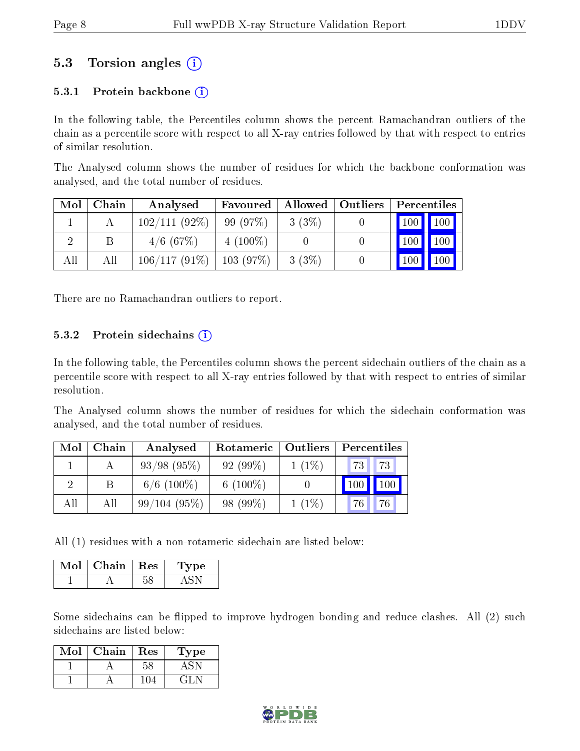## 5.3 Torsion angles (i)

### 5.3.1 Protein backbone (i)

In the following table, the Percentiles column shows the percent Ramachandran outliers of the chain as a percentile score with respect to all X-ray entries followed by that with respect to entries of similar resolution.

The Analysed column shows the number of residues for which the backbone conformation was analysed, and the total number of residues.

| Mol | Chain | Analysed | Favoured | Allowed | Outliers | Percentiles | |
|---|---|---|---|---|---|---|---|
| 1 | A | 102/111 (92%) | 99 (97%) | 3 (3%) | 0 | 100 | 100 |
| 2 | B | 4/6 (67%) | 4 (100%) | 0 | 0 | 100 | 100 |
| All | All | 106/117 (91%) | 103 (97%) | 3 (3%) | 0 | 100 | 100 |

There are no Ramachandran outliers to report.

### 5.3.2 Protein sidechains (i)

In the following table, the Percentiles column shows the percent sidechain outliers of the chain as a percentile score with respect to all X-ray entries followed by that with respect to entries of similar resolution.

The Analysed column shows the number of residues for which the sidechain conformation was analysed, and the total number of residues.

| Mol | Chain | Analysed | Rotameric | Outliers | Percentiles | |
|---|---|---|---|---|---|---|
| 1 | A | 93/98 (95%) | 92 (99%) | 1 (1%) | 73 | 73 |
| 2 | B | 6/6 (100%) | 6 (100%) | 0 | 100 | 100 |
| All | All | 99/104 (95%) | 98 (99%) | 1 (1%) | 76 | 76 |

All (1) residues with a non-rotameric sidechain are listed below:

| Mol | Chain | Res | Type |
|---|---|---|---|
| 1 | A | 58 | ASN |

Some sidechains can be flipped to improve hydrogen bonding and reduce clashes. All (2) such sidechains are listed below:

| Mol | Chain | Res | Type |
|---|---|---|---|
| 1 | A | 58 | ASN |
| 1 | A | 104 | GLN |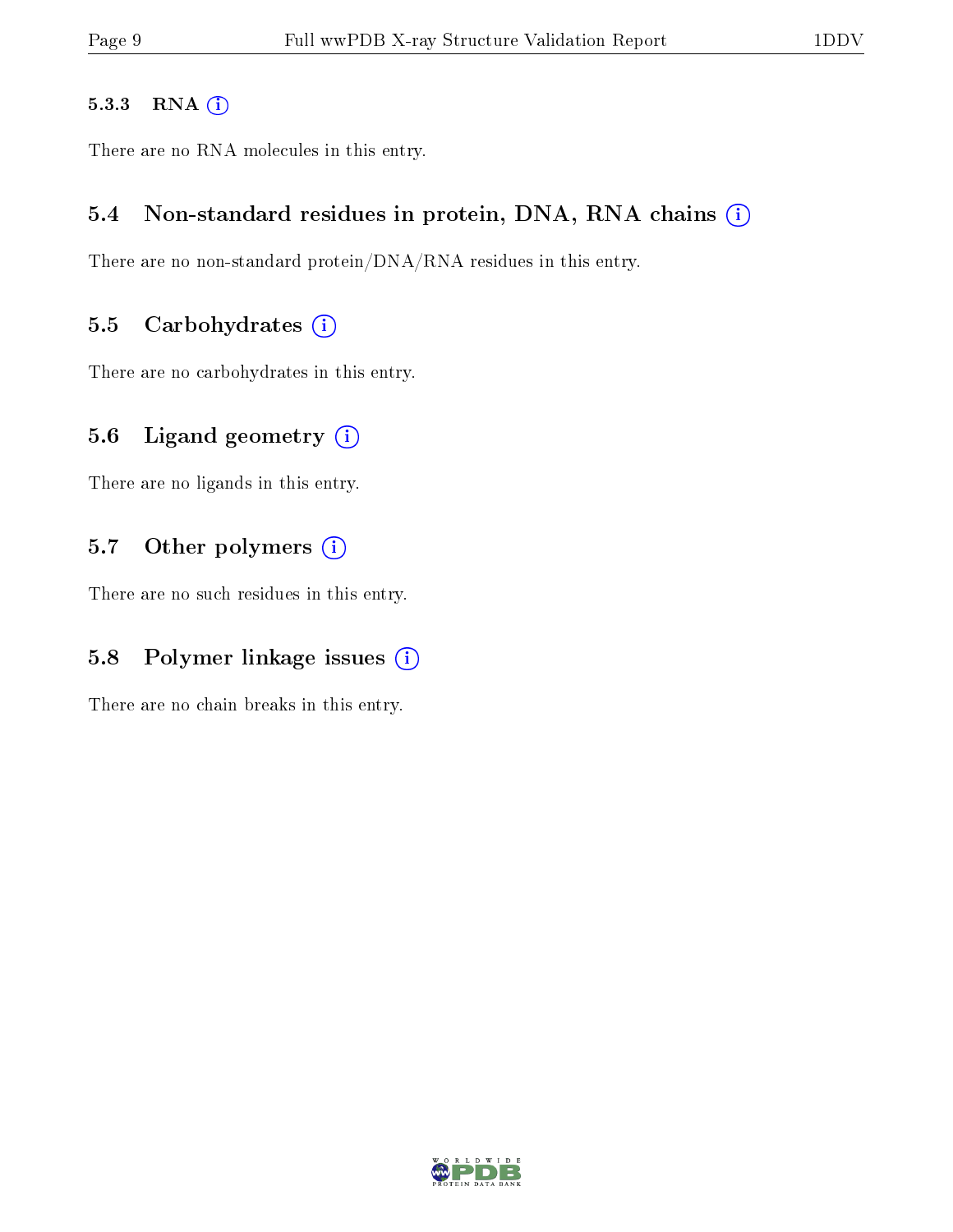#### 5.3.3 RNA

There are no RNA molecules in this entry.

### 5.4 Non-standard residues in protein, DNA, RNA chains

There are no non-standard protein/DNA/RNA residues in this entry.

### 5.5 Carbohydrates

There are no carbohydrates in this entry.

### 5.6 Ligand geometry

There are no ligands in this entry.

### 5.7 Other polymers

There are no such residues in this entry.

### 5.8 Polymer linkage issues

There are no chain breaks in this entry.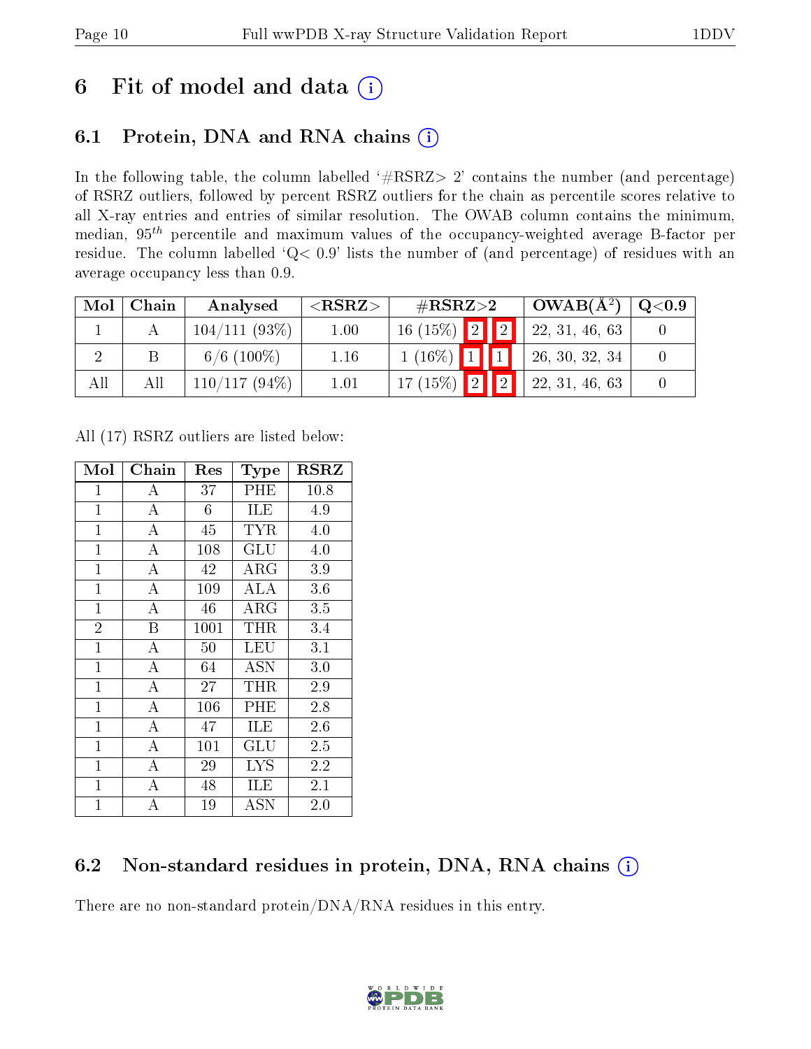# 6 Fit of model and data (i)

## 6.1 Protein, DNA and RNA chains (i)

In the following table, the column labelled '#RSRZ> 2' contains the number (and percentage) of RSRZ outliers, followed by percent RSRZ outliers for the chain as percentile scores relative to all X-ray entries and entries of similar resolution. The OWAB column contains the minimum, median, $95^{th}$ percentile and maximum values of the occupancy-weighted average B-factor per residue. The column labelled 'Q< 0.9' lists the number of (and percentage) of residues with an average occupancy less than 0.9.

| Mol | Chain | Analysed | <RSRZ> | #RSRZ>2 | | | OWAB(Å$^2$) | Q<0.9 |
|---|---|---|---|---|---|---|---|---|
| 1 | A | 104/111 (93%) | 1.00 | 16 (15%) | 2 | 2 | 22, 31, 46, 63 | 0 |
| 2 | B | 6/6 (100%) | 1.16 | 1 (16%) | 1 | 1 | 26, 30, 32, 34 | 0 |
| All | All | 110/117 (94%) | 1.01 | 17 (15%) | 2 | 2 | 22, 31, 46, 63 | 0 |

All (17) RSRZ outliers are listed below:

| Mol | Chain | Res | Type | RSRZ |
|---|---|---|---|---|
| 1 | A | 37 | PHE | 10.8 |
| 1 | A | 6 | ILE | 4.9 |
| 1 | A | 45 | TYR | 4.0 |
| 1 | A | 108 | GLU | 4.0 |
| 1 | A | 42 | ARG | 3.9 |
| 1 | A | 109 | ALA | 3.6 |
| 1 | A | 46 | ARG | 3.5 |
| 2 | B | 1001 | THR | 3.4 |
| 1 | A | 50 | LEU | 3.1 |
| 1 | A | 64 | ASN | 3.0 |
| 1 | A | 27 | THR | 2.9 |
| 1 | A | 106 | PHE | 2.8 |
| 1 | A | 47 | ILE | 2.6 |
| 1 | A | 101 | GLU | 2.5 |
| 1 | A | 29 | LYS | 2.2 |
| 1 | A | 48 | ILE | 2.1 |
| 1 | A | 19 | ASN | 2.0 |

## 6.2 Non-standard residues in protein, DNA, RNA chains (i)

There are no non-standard protein/DNA/RNA residues in this entry.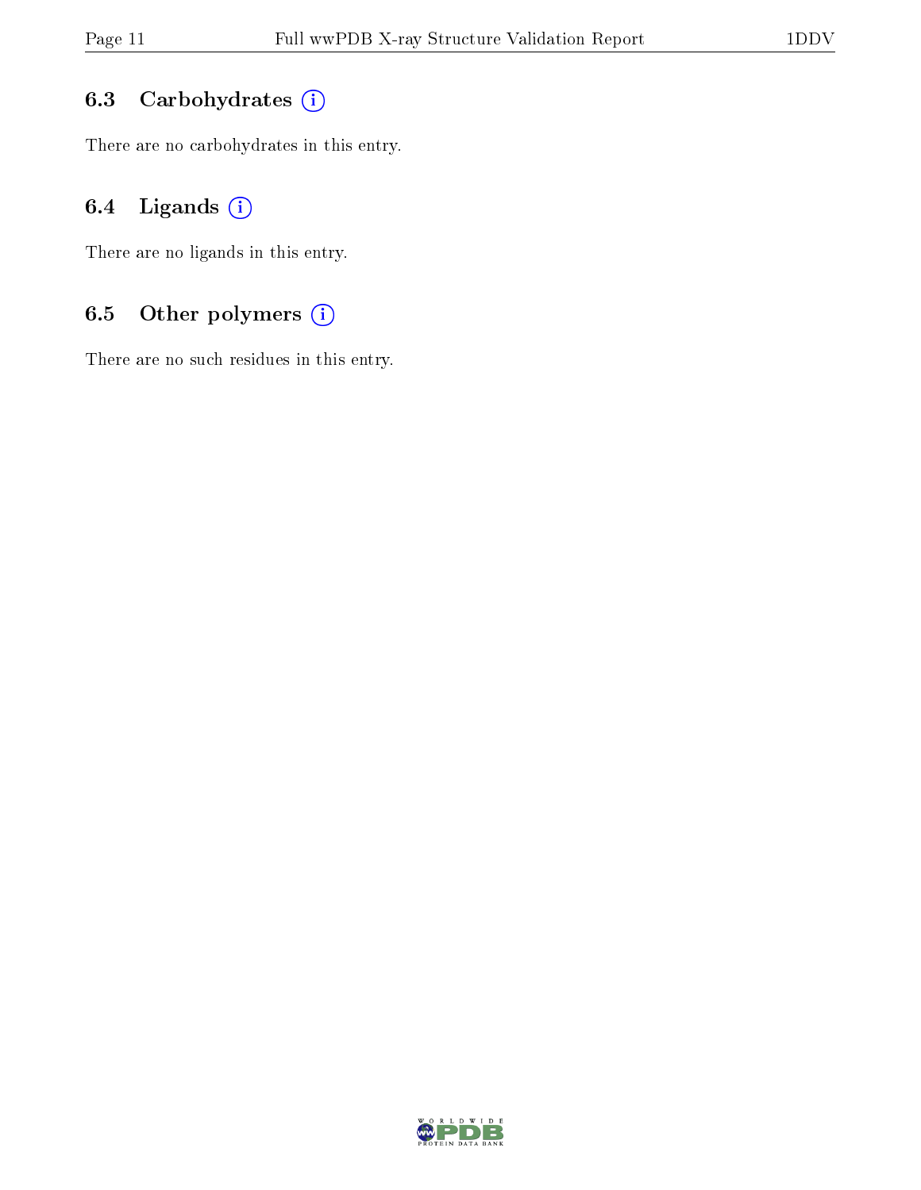### 6.3 Carbohydrates

There are no carbohydrates in this entry.

### 6.4 Ligands

There are no ligands in this entry.

### 6.5 Other polymers

There are no such residues in this entry.